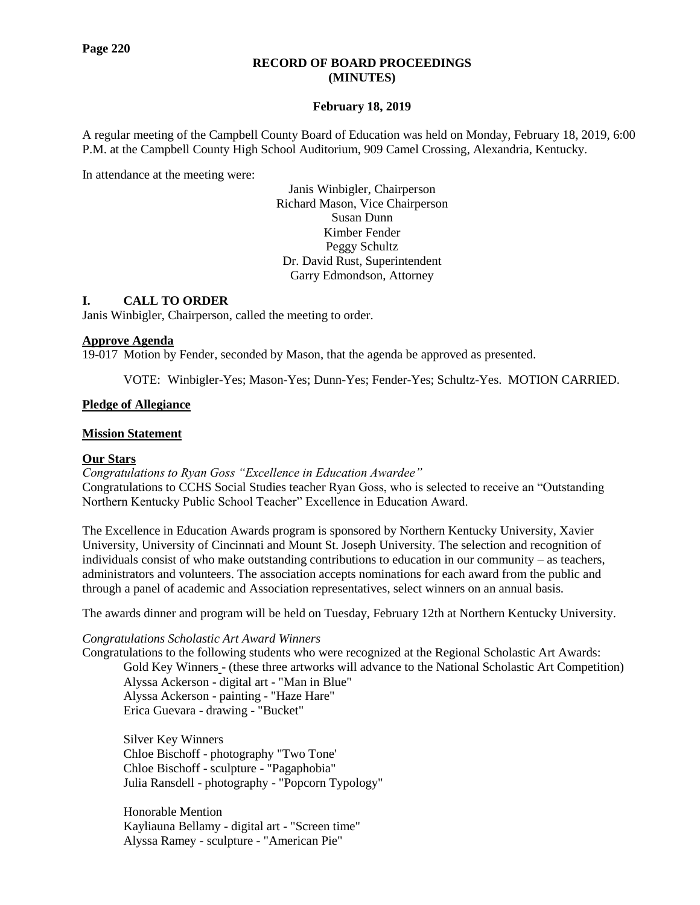# RECORD OF BOARD PROCEEDINGS
# (MINUTES)

**February 18, 2019**

A regular meeting of the Campbell County Board of Education was held on Monday, February 18, 2019, 6:00 P.M. at the Campbell County High School Auditorium, 909 Camel Crossing, Alexandria, Kentucky.

In attendance at the meeting were:

Janis Winbigler, Chairperson
Richard Mason, Vice Chairperson
Susan Dunn
Kimber Fender
Peggy Schultz
Dr. David Rust, Superintendent
Garry Edmondson, Attorney

## I. CALL TO ORDER

Janis Winbigler, Chairperson, called the meeting to order.

**Approve Agenda**

19-017 Motion by Fender, seconded by Mason, that the agenda be approved as presented.

VOTE: Winbigler-Yes; Mason-Yes; Dunn-Yes; Fender-Yes; Schultz-Yes. MOTION CARRIED.

**Pledge of Allegiance**

**Mission Statement**

**Our Stars**

*Congratulations to Ryan Goss "Excellence in Education Awardee"*

Congratulations to CCHS Social Studies teacher Ryan Goss, who is selected to receive an "Outstanding Northern Kentucky Public School Teacher" Excellence in Education Award.

The Excellence in Education Awards program is sponsored by Northern Kentucky University, Xavier University, University of Cincinnati and Mount St. Joseph University. The selection and recognition of individuals consist of who make outstanding contributions to education in our community – as teachers, administrators and volunteers. The association accepts nominations for each award from the public and through a panel of academic and Association representatives, select winners on an annual basis.

The awards dinner and program will be held on Tuesday, February 12th at Northern Kentucky University.

*Congratulations Scholastic Art Award Winners*

Congratulations to the following students who were recognized at the Regional Scholastic Art Awards:

Gold Key Winners - (these three artworks will advance to the National Scholastic Art Competition)
Alyssa Ackerson - digital art - "Man in Blue"
Alyssa Ackerson - painting - "Haze Hare"
Erica Guevara - drawing - "Bucket"

Silver Key Winners
Chloe Bischoff - photography "Two Tone'
Chloe Bischoff - sculpture - "Pagaphobia"
Julia Ransdell - photography - "Popcorn Typology"

Honorable Mention
Kayliauna Bellamy - digital art - "Screen time"
Alyssa Ramey - sculpture - "American Pie"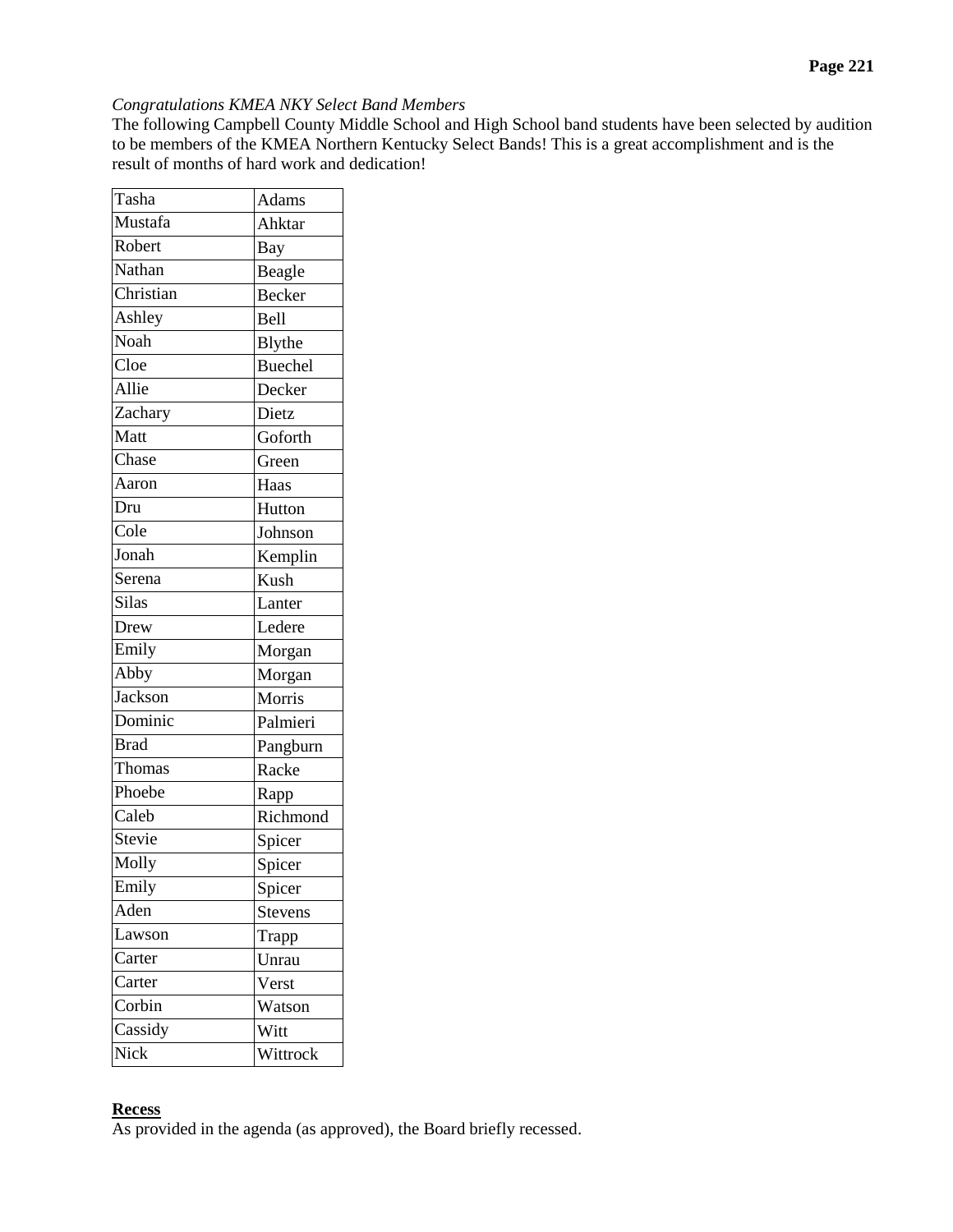*Congratulations KMEA NKY Select Band Members*
The following Campbell County Middle School and High School band students have been selected by audition to be members of the KMEA Northern Kentucky Select Bands! This is a great accomplishment and is the result of months of hard work and dedication!

| | |
|---|---|
| Tasha | Adams |
| Mustafa | Ahktar |
| Robert | Bay |
| Nathan | Beagle |
| Christian | Becker |
| Ashley | Bell |
| Noah | Blythe |
| Cloe | Buechel |
| Allie | Decker |
| Zachary | Dietz |
| Matt | Goforth |
| Chase | Green |
| Aaron | Haas |
| Dru | Hutton |
| Cole | Johnson |
| Jonah | Kemplin |
| Serena | Kush |
| Silas | Lanter |
| Drew | Ledere |
| Emily | Morgan |
| Abby | Morgan |
| Jackson | Morris |
| Dominic | Palmieri |
| Brad | Pangburn |
| Thomas | Racke |
| Phoebe | Rapp |
| Caleb | Richmond |
| Stevie | Spicer |
| Molly | Spicer |
| Emily | Spicer |
| Aden | Stevens |
| Lawson | Trapp |
| Carter | Unrau |
| Carter | Verst |
| Corbin | Watson |
| Cassidy | Witt |
| Nick | Wittrock |

**Recess**
As provided in the agenda (as approved), the Board briefly recessed.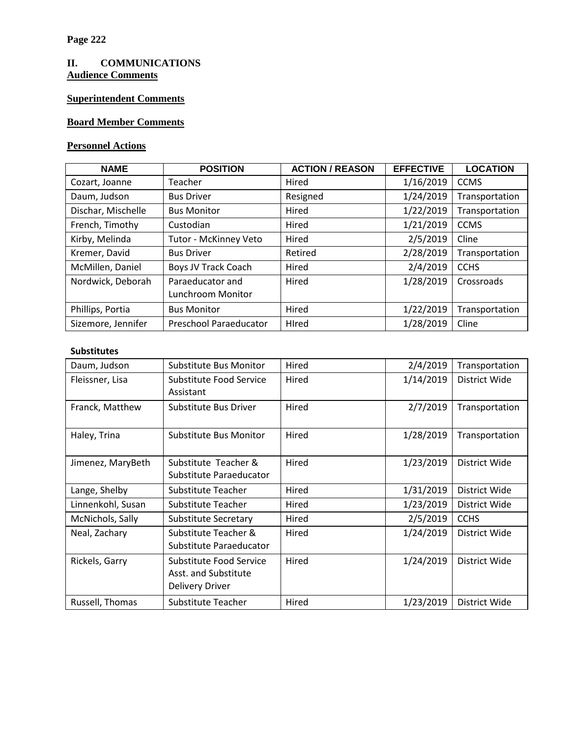## II. COMMUNICATIONS

**Audience Comments**

**Superintendent Comments**

**Board Member Comments**

**Personnel Actions**

| NAME | POSITION | ACTION / REASON | EFFECTIVE | LOCATION |
|---|---|---|---|---|
| Cozart, Joanne | Teacher | Hired | 1/16/2019 | CCMS |
| Daum, Judson | Bus Driver | Resigned | 1/24/2019 | Transportation |
| Dischar, Mischelle | Bus Monitor | Hired | 1/22/2019 | Transportation |
| French, Timothy | Custodian | Hired | 1/21/2019 | CCMS |
| Kirby, Melinda | Tutor - McKinney Veto | Hired | 2/5/2019 | Cline |
| Kremer, David | Bus Driver | Retired | 2/28/2019 | Transportation |
| McMillen, Daniel | Boys JV Track Coach | Hired | 2/4/2019 | CCHS |
| Nordwick, Deborah | Paraeducator and Lunchroom Monitor | Hired | 1/28/2019 | Crossroads |
| Phillips, Portia | Bus Monitor | Hired | 1/22/2019 | Transportation |
| Sizemore, Jennifer | Preschool Paraeducator | HIred | 1/28/2019 | Cline |

**Substitutes**

| NAME | POSITION | ACTION / REASON | EFFECTIVE | LOCATION |
|---|---|---|---|---|
| Daum, Judson | Substitute Bus Monitor | Hired | 2/4/2019 | Transportation |
| Fleissner, Lisa | Substitute Food Service Assistant | Hired | 1/14/2019 | District Wide |
| Franck, Matthew | Substitute Bus Driver | Hired | 2/7/2019 | Transportation |
| Haley, Trina | Substitute Bus Monitor | Hired | 1/28/2019 | Transportation |
| Jimenez, MaryBeth | Substitute Teacher & Substitute Paraeducator | Hired | 1/23/2019 | District Wide |
| Lange, Shelby | Substitute Teacher | Hired | 1/31/2019 | District Wide |
| Linnenkohl, Susan | Substitute Teacher | Hired | 1/23/2019 | District Wide |
| McNichols, Sally | Substitute Secretary | Hired | 2/5/2019 | CCHS |
| Neal, Zachary | Substitute Teacher & Substitute Paraeducator | Hired | 1/24/2019 | District Wide |
| Rickels, Garry | Substitute Food Service Asst. and Substitute Delivery Driver | Hired | 1/24/2019 | District Wide |
| Russell, Thomas | Substitute Teacher | Hired | 1/23/2019 | District Wide |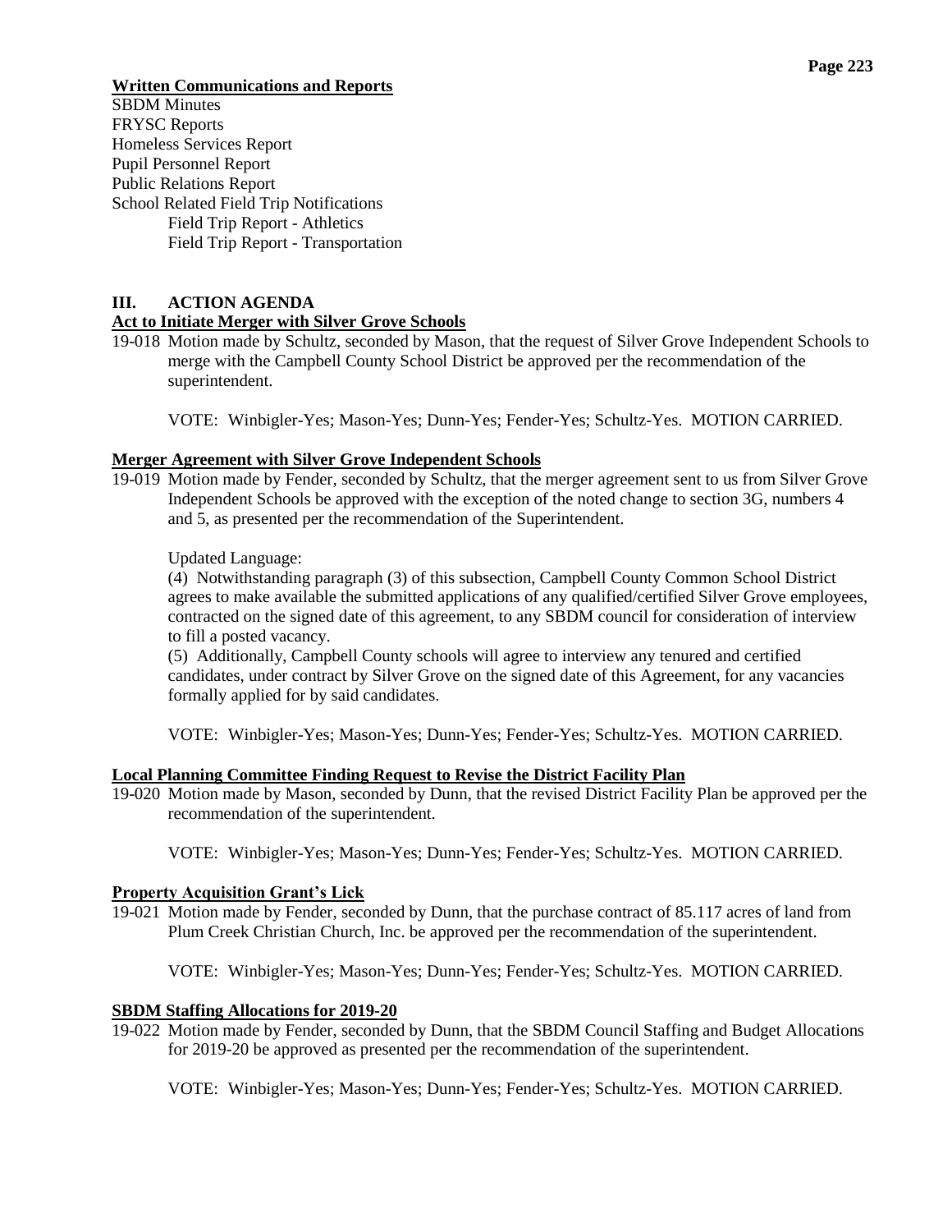**Written Communications and Reports**

SBDM Minutes
FRYSC Reports
Homeless Services Report
Pupil Personnel Report
Public Relations Report
School Related Field Trip Notifications
  Field Trip Report - Athletics
  Field Trip Report - Transportation

## III. ACTION AGENDA

**Act to Initiate Merger with Silver Grove Schools**

19-018 Motion made by Schultz, seconded by Mason, that the request of Silver Grove Independent Schools to merge with the Campbell County School District be approved per the recommendation of the superintendent.

VOTE: Winbigler-Yes; Mason-Yes; Dunn-Yes; Fender-Yes; Schultz-Yes. MOTION CARRIED.

**Merger Agreement with Silver Grove Independent Schools**

19-019 Motion made by Fender, seconded by Schultz, that the merger agreement sent to us from Silver Grove Independent Schools be approved with the exception of the noted change to section 3G, numbers 4 and 5, as presented per the recommendation of the Superintendent.

Updated Language:

(4) Notwithstanding paragraph (3) of this subsection, Campbell County Common School District agrees to make available the submitted applications of any qualified/certified Silver Grove employees, contracted on the signed date of this agreement, to any SBDM council for consideration of interview to fill a posted vacancy.

(5) Additionally, Campbell County schools will agree to interview any tenured and certified candidates, under contract by Silver Grove on the signed date of this Agreement, for any vacancies formally applied for by said candidates.

VOTE: Winbigler-Yes; Mason-Yes; Dunn-Yes; Fender-Yes; Schultz-Yes. MOTION CARRIED.

**Local Planning Committee Finding Request to Revise the District Facility Plan**

19-020 Motion made by Mason, seconded by Dunn, that the revised District Facility Plan be approved per the recommendation of the superintendent.

VOTE: Winbigler-Yes; Mason-Yes; Dunn-Yes; Fender-Yes; Schultz-Yes. MOTION CARRIED.

**Property Acquisition Grant's Lick**

19-021 Motion made by Fender, seconded by Dunn, that the purchase contract of 85.117 acres of land from Plum Creek Christian Church, Inc. be approved per the recommendation of the superintendent.

VOTE: Winbigler-Yes; Mason-Yes; Dunn-Yes; Fender-Yes; Schultz-Yes. MOTION CARRIED.

**SBDM Staffing Allocations for 2019-20**

19-022 Motion made by Fender, seconded by Dunn, that the SBDM Council Staffing and Budget Allocations for 2019-20 be approved as presented per the recommendation of the superintendent.

VOTE: Winbigler-Yes; Mason-Yes; Dunn-Yes; Fender-Yes; Schultz-Yes. MOTION CARRIED.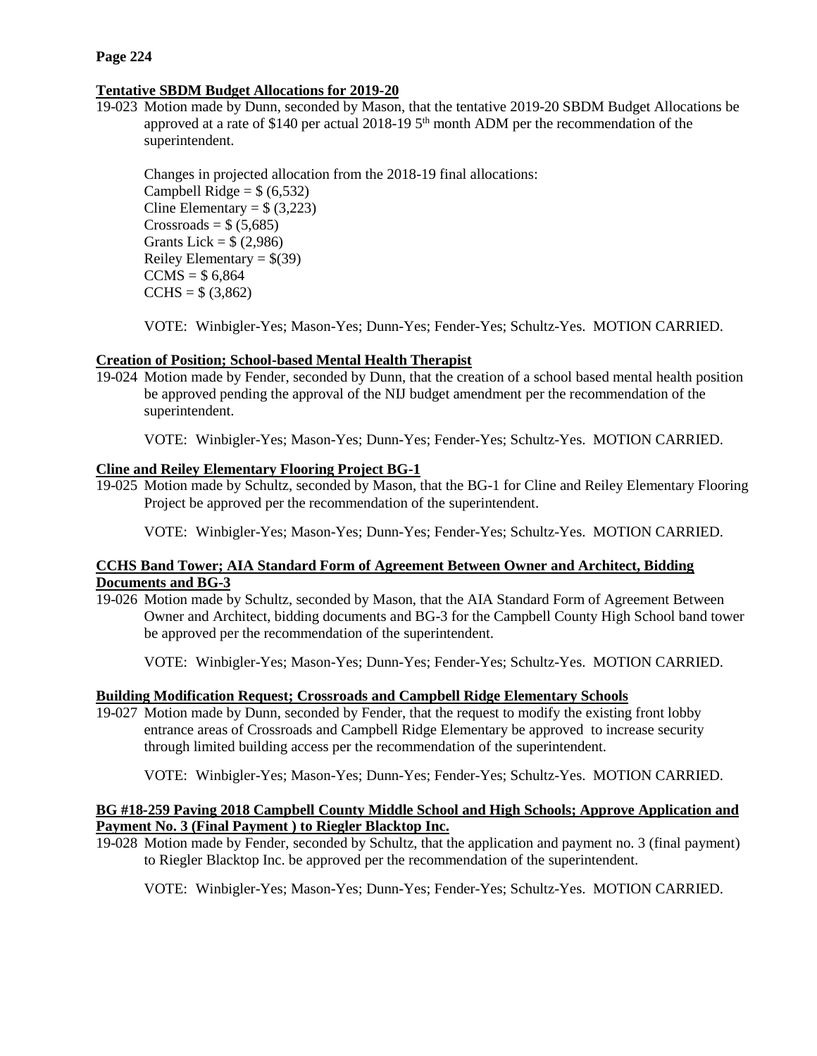**Tentative SBDM Budget Allocations for 2019-20**

19-023 Motion made by Dunn, seconded by Mason, that the tentative 2019-20 SBDM Budget Allocations be approved at a rate of $140 per actual 2018-19 5th month ADM per the recommendation of the superintendent.

Changes in projected allocation from the 2018-19 final allocations:
Campbell Ridge = $ (6,532)
Cline Elementary = $ (3,223)
Crossroads = $ (5,685)
Grants Lick = $ (2,986)
Reiley Elementary = $(39)
CCMS = $ 6,864
CCHS = $ (3,862)

VOTE: Winbigler-Yes; Mason-Yes; Dunn-Yes; Fender-Yes; Schultz-Yes. MOTION CARRIED.

**Creation of Position; School-based Mental Health Therapist**

19-024 Motion made by Fender, seconded by Dunn, that the creation of a school based mental health position be approved pending the approval of the NIJ budget amendment per the recommendation of the superintendent.

VOTE: Winbigler-Yes; Mason-Yes; Dunn-Yes; Fender-Yes; Schultz-Yes. MOTION CARRIED.

**Cline and Reiley Elementary Flooring Project BG-1**

19-025 Motion made by Schultz, seconded by Mason, that the BG-1 for Cline and Reiley Elementary Flooring Project be approved per the recommendation of the superintendent.

VOTE: Winbigler-Yes; Mason-Yes; Dunn-Yes; Fender-Yes; Schultz-Yes. MOTION CARRIED.

**CCHS Band Tower; AIA Standard Form of Agreement Between Owner and Architect, Bidding Documents and BG-3**

19-026 Motion made by Schultz, seconded by Mason, that the AIA Standard Form of Agreement Between Owner and Architect, bidding documents and BG-3 for the Campbell County High School band tower be approved per the recommendation of the superintendent.

VOTE: Winbigler-Yes; Mason-Yes; Dunn-Yes; Fender-Yes; Schultz-Yes. MOTION CARRIED.

**Building Modification Request; Crossroads and Campbell Ridge Elementary Schools**

19-027 Motion made by Dunn, seconded by Fender, that the request to modify the existing front lobby entrance areas of Crossroads and Campbell Ridge Elementary be approved to increase security through limited building access per the recommendation of the superintendent.

VOTE: Winbigler-Yes; Mason-Yes; Dunn-Yes; Fender-Yes; Schultz-Yes. MOTION CARRIED.

**BG #18-259 Paving 2018 Campbell County Middle School and High Schools; Approve Application and Payment No. 3 (Final Payment ) to Riegler Blacktop Inc.**

19-028 Motion made by Fender, seconded by Schultz, that the application and payment no. 3 (final payment) to Riegler Blacktop Inc. be approved per the recommendation of the superintendent.

VOTE: Winbigler-Yes; Mason-Yes; Dunn-Yes; Fender-Yes; Schultz-Yes. MOTION CARRIED.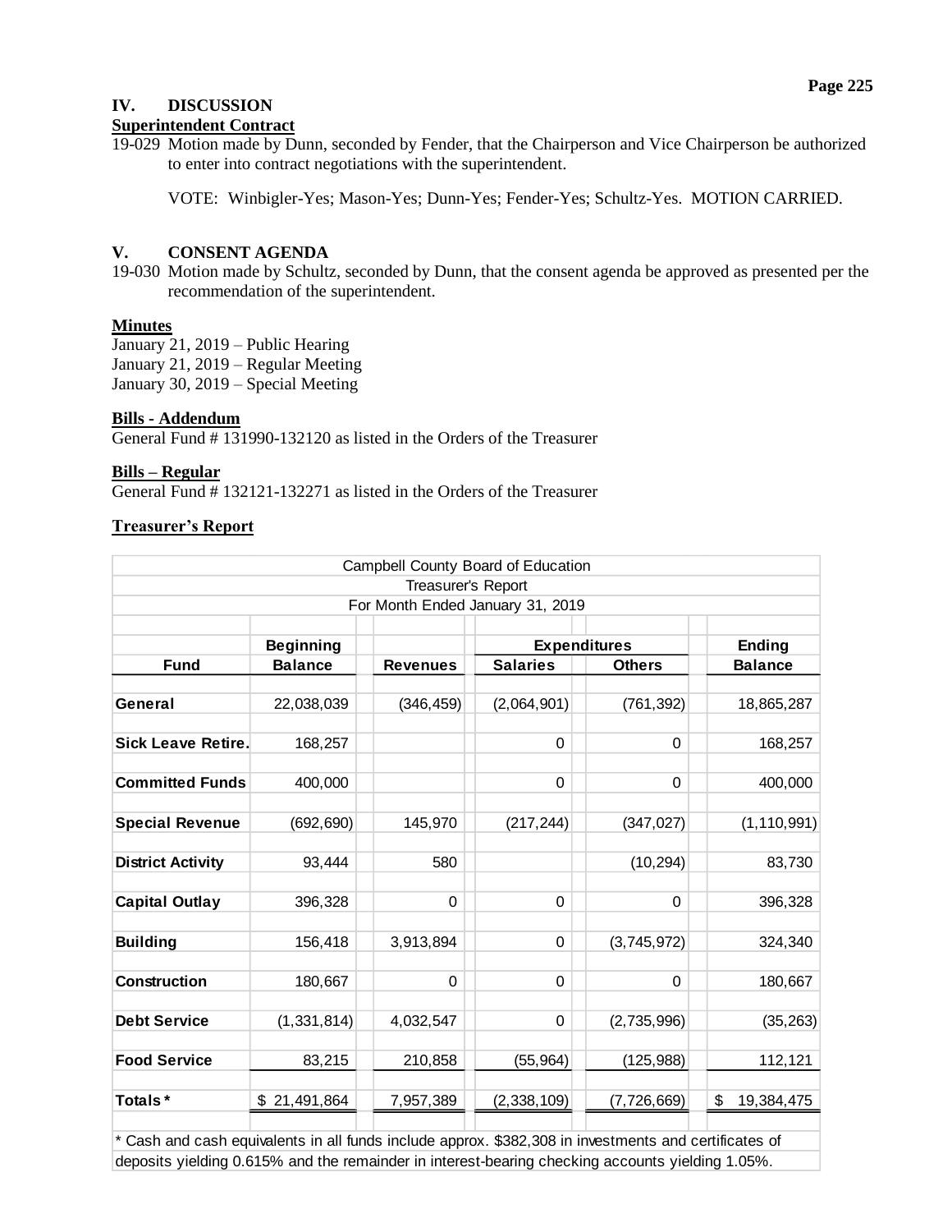## IV. DISCUSSION

**Superintendent Contract**

19-029 Motion made by Dunn, seconded by Fender, that the Chairperson and Vice Chairperson be authorized to enter into contract negotiations with the superintendent.

VOTE: Winbigler-Yes; Mason-Yes; Dunn-Yes; Fender-Yes; Schultz-Yes. MOTION CARRIED.

## V. CONSENT AGENDA

19-030 Motion made by Schultz, seconded by Dunn, that the consent agenda be approved as presented per the recommendation of the superintendent.

**Minutes**

January 21, 2019 – Public Hearing
January 21, 2019 – Regular Meeting
January 30, 2019 – Special Meeting

**Bills - Addendum**

General Fund # 131990-132120 as listed in the Orders of the Treasurer

**Bills – Regular**

General Fund # 132121-132271 as listed in the Orders of the Treasurer

**Treasurer's Report**

Campbell County Board of Education
Treasurer's Report
For Month Ended January 31, 2019

| Fund | Beginning Balance | Revenues | Expenditures: Salaries | Expenditures: Others | Ending Balance |
|---|---|---|---|---|---|
| **General** | 22,038,039 | (346,459) | (2,064,901) | (761,392) | 18,865,287 |
| **Sick Leave Retire.** | 168,257 | | 0 | 0 | 168,257 |
| **Committed Funds** | 400,000 | | 0 | 0 | 400,000 |
| **Special Revenue** | (692,690) | 145,970 | (217,244) | (347,027) | (1,110,991) |
| **District Activity** | 93,444 | 580 | | (10,294) | 83,730 |
| **Capital Outlay** | 396,328 | 0 | 0 | 0 | 396,328 |
| **Building** | 156,418 | 3,913,894 | 0 | (3,745,972) | 324,340 |
| **Construction** | 180,667 | 0 | 0 | 0 | 180,667 |
| **Debt Service** | (1,331,814) | 4,032,547 | 0 | (2,735,996) | (35,263) |
| **Food Service** | 83,215 | 210,858 | (55,964) | (125,988) | 112,121 |
| **Totals *** | $ 21,491,864 | 7,957,389 | (2,338,109) | (7,726,669) | $ 19,384,475 |

* Cash and cash equivalents in all funds include approx. $382,308 in investments and certificates of deposits yielding 0.615% and the remainder in interest-bearing checking accounts yielding 1.05%.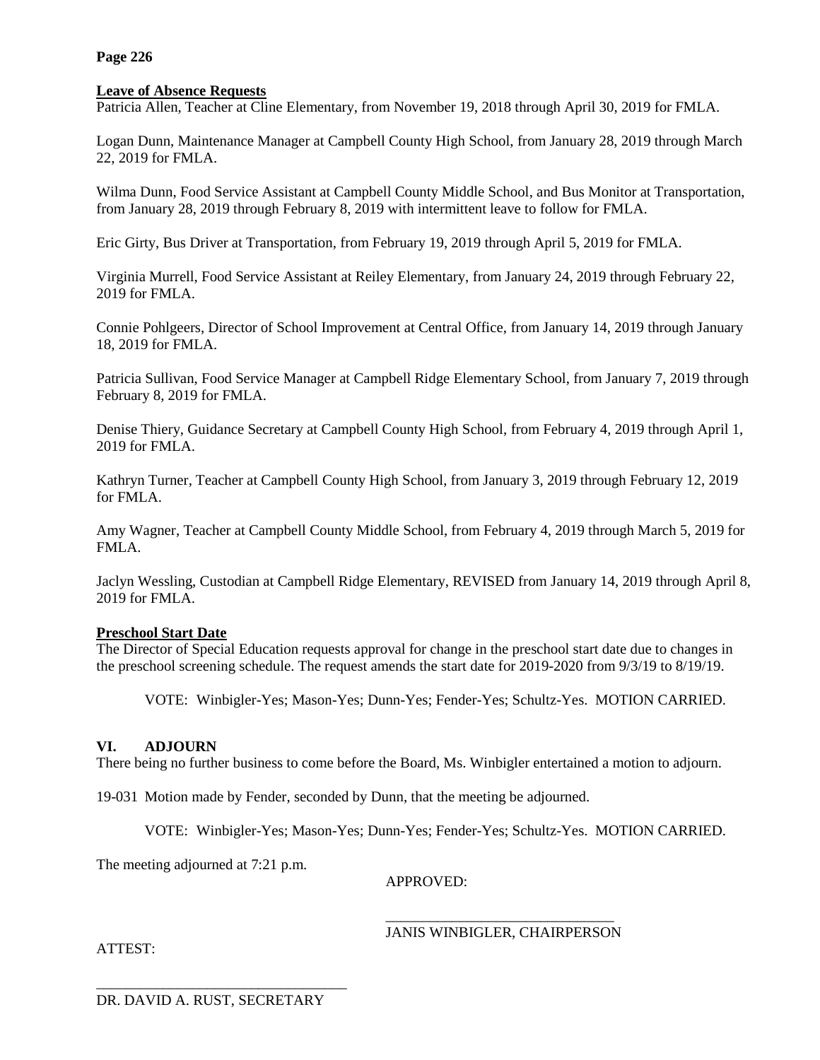**Leave of Absence Requests**

Patricia Allen, Teacher at Cline Elementary, from November 19, 2018 through April 30, 2019 for FMLA.

Logan Dunn, Maintenance Manager at Campbell County High School, from January 28, 2019 through March 22, 2019 for FMLA.

Wilma Dunn, Food Service Assistant at Campbell County Middle School, and Bus Monitor at Transportation, from January 28, 2019 through February 8, 2019 with intermittent leave to follow for FMLA.

Eric Girty, Bus Driver at Transportation, from February 19, 2019 through April 5, 2019 for FMLA.

Virginia Murrell, Food Service Assistant at Reiley Elementary, from January 24, 2019 through February 22, 2019 for FMLA.

Connie Pohlgeers, Director of School Improvement at Central Office, from January 14, 2019 through January 18, 2019 for FMLA.

Patricia Sullivan, Food Service Manager at Campbell Ridge Elementary School, from January 7, 2019 through February 8, 2019 for FMLA.

Denise Thiery, Guidance Secretary at Campbell County High School, from February 4, 2019 through April 1, 2019 for FMLA.

Kathryn Turner, Teacher at Campbell County High School, from January 3, 2019 through February 12, 2019 for FMLA.

Amy Wagner, Teacher at Campbell County Middle School, from February 4, 2019 through March 5, 2019 for FMLA.

Jaclyn Wessling, Custodian at Campbell Ridge Elementary, REVISED from January 14, 2019 through April 8, 2019 for FMLA.

**Preschool Start Date**

The Director of Special Education requests approval for change in the preschool start date due to changes in the preschool screening schedule. The request amends the start date for 2019-2020 from 9/3/19 to 8/19/19.

VOTE: Winbigler-Yes; Mason-Yes; Dunn-Yes; Fender-Yes; Schultz-Yes. MOTION CARRIED.

## VI. ADJOURN

There being no further business to come before the Board, Ms. Winbigler entertained a motion to adjourn.

19-031 Motion made by Fender, seconded by Dunn, that the meeting be adjourned.

VOTE: Winbigler-Yes; Mason-Yes; Dunn-Yes; Fender-Yes; Schultz-Yes. MOTION CARRIED.

The meeting adjourned at 7:21 p.m.

APPROVED:

\_\_\_\_\_\_\_\_\_\_\_\_\_\_\_\_\_\_\_\_\_\_\_\_\_\_\_\_\_\_

JANIS WINBIGLER, CHAIRPERSON

ATTEST:

\_\_\_\_\_\_\_\_\_\_\_\_\_\_\_\_\_\_\_\_\_\_\_\_\_\_\_\_\_\_

DR. DAVID A. RUST, SECRETARY